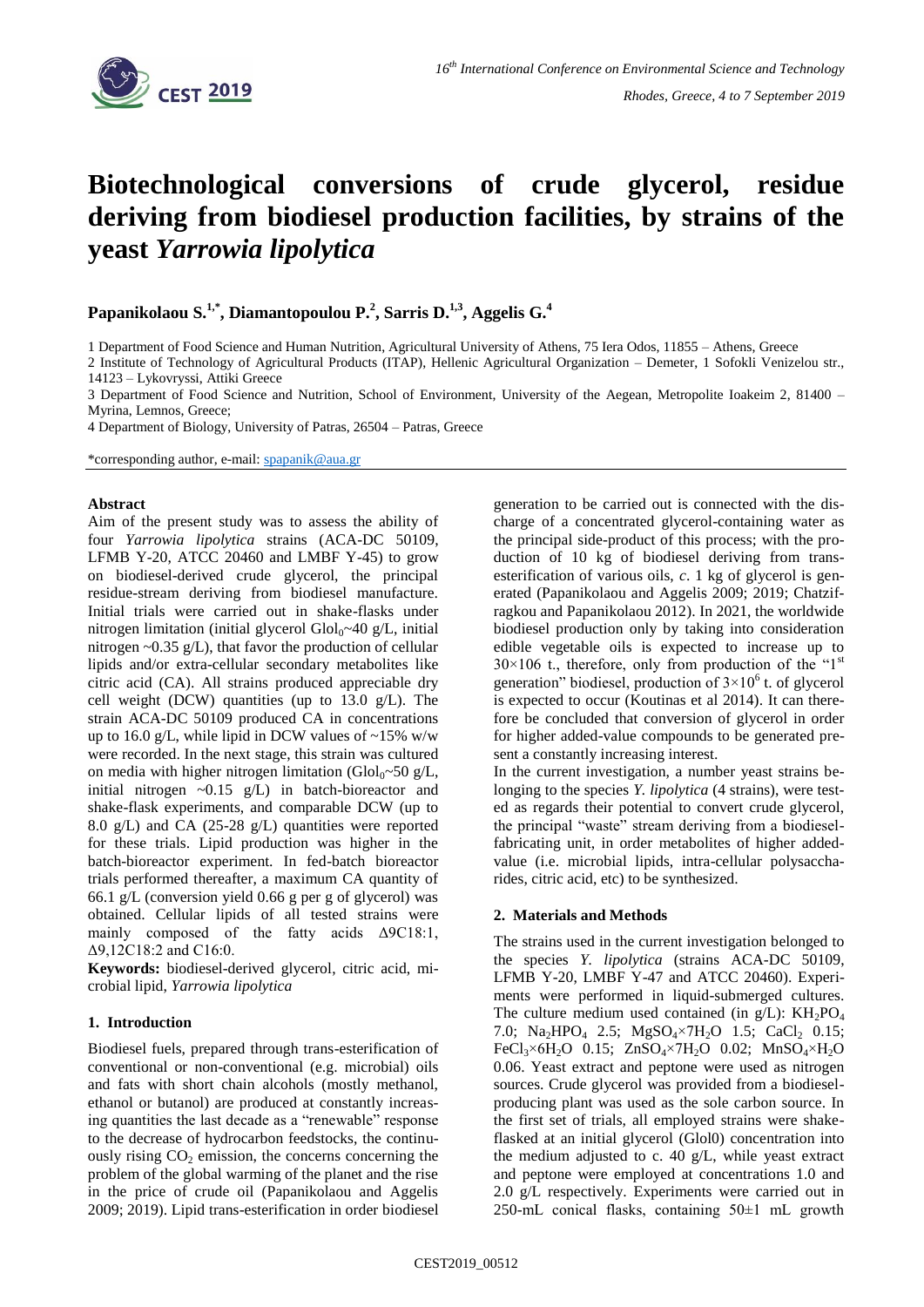# Biotechnological conversions of crude glycerol, residue deriving from biodiesel production facilities, by strains of the yeast *Yarrowia lipolytica*

**Papanikolaou S.[1,*], Diamantopoulou P.[2], Sarris D.[1,3], Aggelis G.[4]**

1 Department of Food Science and Human Nutrition, Agricultural University of Athens, 75 Iera Odos, 11855 – Athens, Greece

2 Institute of Technology of Agricultural Products (ITAP), Hellenic Agricultural Organization – Demeter, 1 Sofokli Venizelou str., 14123 – Lykovryssi, Attiki Greece

3 Department of Food Science and Nutrition, School of Environment, University of the Aegean, Metropolite Ioakeim 2, 81400 – Myrina, Lemnos, Greece;

4 Department of Biology, University of Patras, 26504 – Patras, Greece

*corresponding author, e-mail: spapanik@aua.gr

### Abstract

Aim of the present study was to assess the ability of four *Yarrowia lipolytica* strains (ACA-DC 50109, LFMB Y-20, ATCC 20460 and LMBF Y-45) to grow on biodiesel-derived crude glycerol, the principal residue-stream deriving from biodiesel manufacture. Initial trials were carried out in shake-flasks under nitrogen limitation (initial glycerol $Glol_0$~40 g/L, initial nitrogen ~0.35 g/L), that favor the production of cellular lipids and/or extra-cellular secondary metabolites like citric acid (CA). All strains produced appreciable dry cell weight (DCW) quantities (up to 13.0 g/L). The strain ACA-DC 50109 produced CA in concentrations up to 16.0 g/L, while lipid in DCW values of ~15% w/w were recorded. In the next stage, this strain was cultured on media with higher nitrogen limitation ($Glol_0$~50 g/L, initial nitrogen ~0.15 g/L) in batch-bioreactor and shake-flask experiments, and comparable DCW (up to 8.0 g/L) and CA (25-28 g/L) quantities were reported for these trials. Lipid production was higher in the batch-bioreactor experiment. In fed-batch bioreactor trials performed thereafter, a maximum CA quantity of 66.1 g/L (conversion yield 0.66 g per g of glycerol) was obtained. Cellular lipids of all tested strains were mainly composed of the fatty acids Δ9C18:1, Δ9,12C18:2 and C16:0.

**Keywords:** biodiesel-derived glycerol, citric acid, microbial lipid, *Yarrowia lipolytica*

## 1. Introduction

Biodiesel fuels, prepared through trans-esterification of conventional or non-conventional (e.g. microbial) oils and fats with short chain alcohols (mostly methanol, ethanol or butanol) are produced at constantly increasing quantities the last decade as a "renewable" response to the decrease of hydrocarbon feedstocks, the continuously rising $CO_2$ emission, the concerns concerning the problem of the global warming of the planet and the rise in the price of crude oil (Papanikolaou and Aggelis 2009; 2019). Lipid trans-esterification in order biodiesel generation to be carried out is connected with the discharge of a concentrated glycerol-containing water as the principal side-product of this process; with the production of 10 kg of biodiesel deriving from trans-esterification of various oils, *c.* 1 kg of glycerol is generated (Papanikolaou and Aggelis 2009; 2019; Chatzifragkou and Papanikolaou 2012). In 2021, the worldwide biodiesel production only by taking into consideration edible vegetable oils is expected to increase up to 30×106 t., therefore, only from production of the "1st generation" biodiesel, production of $3\times10^6$ t. of glycerol is expected to occur (Koutinas et al 2014). It can therefore be concluded that conversion of glycerol in order for higher added-value compounds to be generated present a constantly increasing interest.

In the current investigation, a number yeast strains belonging to the species *Y. lipolytica* (4 strains), were tested as regards their potential to convert crude glycerol, the principal "waste" stream deriving from a biodiesel-fabricating unit, in order metabolites of higher added-value (i.e. microbial lipids, intra-cellular polysaccharides, citric acid, etc) to be synthesized.

## 2. Materials and Methods

The strains used in the current investigation belonged to the species *Y. lipolytica* (strains ACA-DC 50109, LFMB Y-20, LMBF Y-47 and ATCC 20460). Experiments were performed in liquid-submerged cultures. The culture medium used contained (in g/L): $KH_2PO_4$ 7.0; $Na_2HPO_4$ 2.5; $MgSO_4\times7H_2O$ 1.5; $CaCl_2$ 0.15; $FeCl_3\times6H_2O$ 0.15; $ZnSO_4\times7H_2O$ 0.02; $MnSO_4\times H_2O$ 0.06. Yeast extract and peptone were used as nitrogen sources. Crude glycerol was provided from a biodiesel-producing plant was used as the sole carbon source. In the first set of trials, all employed strains were shake-flasked at an initial glycerol (Glol0) concentration into the medium adjusted to c. 40 g/L, while yeast extract and peptone were employed at concentrations 1.0 and 2.0 g/L respectively. Experiments were carried out in 250-mL conical flasks, containing 50±1 mL growth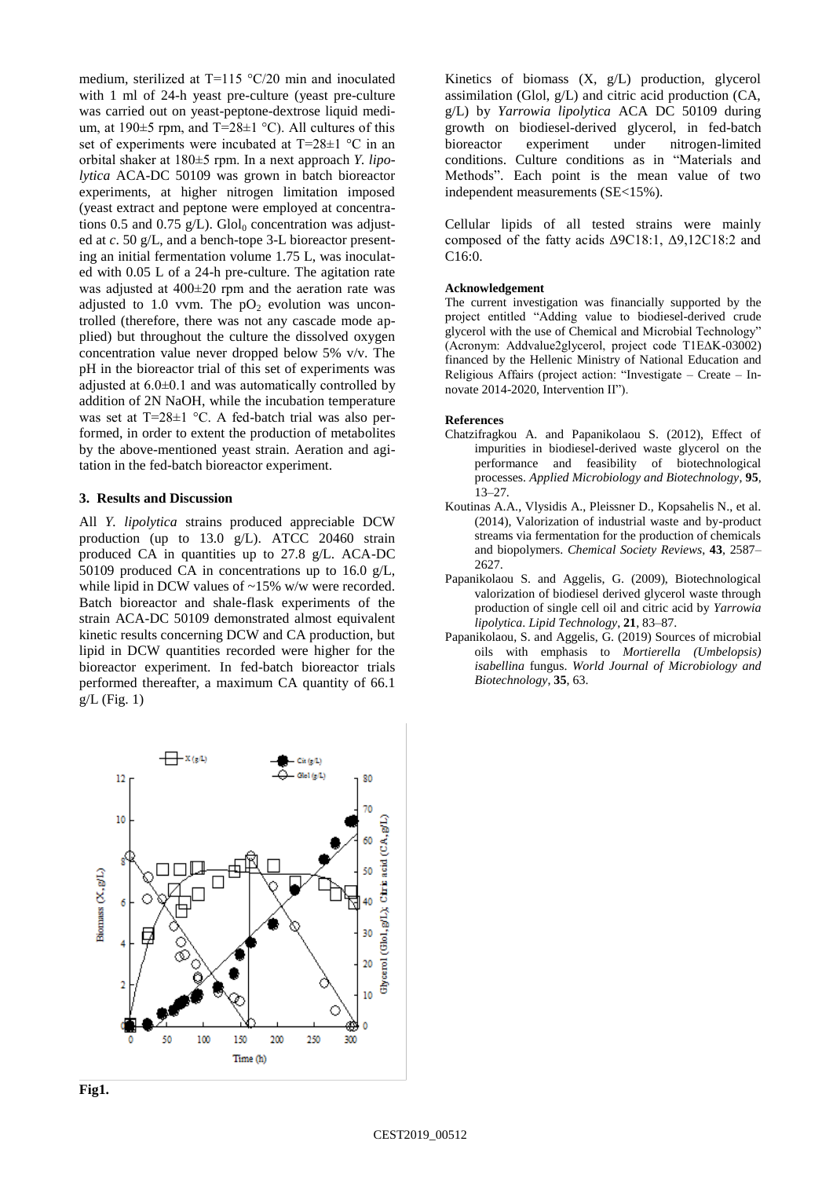medium, sterilized at T=115 °C/20 min and inoculated with 1 ml of 24-h yeast pre-culture (yeast pre-culture was carried out on yeast-peptone-dextrose liquid medium, at 190±5 rpm, and T=28±1 °C). All cultures of this set of experiments were incubated at T=28±1 °C in an orbital shaker at 180±5 rpm. In a next approach *Y. lipolytica* ACA-DC 50109 was grown in batch bioreactor experiments, at higher nitrogen limitation imposed (yeast extract and peptone were employed at concentrations 0.5 and 0.75 g/L). $Glol_0$ concentration was adjusted at *c*. 50 g/L, and a bench-tope 3-L bioreactor presenting an initial fermentation volume 1.75 L, was inoculated with 0.05 L of a 24-h pre-culture. The agitation rate was adjusted at 400±20 rpm and the aeration rate was adjusted to 1.0 vvm. The $pO_2$ evolution was uncontrolled (therefore, there was not any cascade mode applied) but throughout the culture the dissolved oxygen concentration value never dropped below 5% v/v. The pH in the bioreactor trial of this set of experiments was adjusted at 6.0±0.1 and was automatically controlled by addition of 2N NaOH, while the incubation temperature was set at T=28±1 °C. A fed-batch trial was also performed, in order to extent the production of metabolites by the above-mentioned yeast strain. Aeration and agitation in the fed-batch bioreactor experiment.

## 3. Results and Discussion

All *Y. lipolytica* strains produced appreciable DCW production (up to 13.0 g/L). ATCC 20460 strain produced CA in quantities up to 27.8 g/L. ACA-DC 50109 produced CA in concentrations up to 16.0 g/L, while lipid in DCW values of ~15% w/w were recorded. Batch bioreactor and shale-flask experiments of the strain ACA-DC 50109 demonstrated almost equivalent kinetic results concerning DCW and CA production, but lipid in DCW quantities recorded were higher for the bioreactor experiment. In fed-batch bioreactor trials performed thereafter, a maximum CA quantity of 66.1 g/L (Fig. 1)

X (g/L)
Cit (g/L)
Glol (g/L)
Biomass (X, g/L)
Glycerol (Glol, g/L); Citric acid (CA, g/L)
Time (h)
0 2 4 6 8 10 12
0 10 20 30 40 50 60 70 80
0 50 100 150 200 250 300

**Fig1.**

Kinetics of biomass (X, g/L) production, glycerol assimilation (Glol, g/L) and citric acid production (CA, g/L) by *Yarrowia lipolytica* ACA DC 50109 during growth on biodiesel-derived glycerol, in fed-batch bioreactor experiment under nitrogen-limited conditions. Culture conditions as in "Materials and Methods". Each point is the mean value of two independent measurements (SE<15%).

Cellular lipids of all tested strains were mainly composed of the fatty acids Δ9C18:1, Δ9,12C18:2 and C16:0.

**Acknowledgement**

The current investigation was financially supported by the project entitled "Adding value to biodiesel-derived crude glycerol with the use of Chemical and Microbial Technology" (Acronym: Addvalue2glycerol, project code T1EΔK-03002) financed by the Hellenic Ministry of National Education and Religious Affairs (project action: "Investigate – Create – Innovate 2014-2020, Intervention II").

**References**

- Chatzifragkou A. and Papanikolaou S. (2012), Effect of impurities in biodiesel-derived waste glycerol on the performance and feasibility of biotechnological processes. *Applied Microbiology and Biotechnology*, **95**, 13–27.
- Koutinas A.A., Vlysidis A., Pleissner D., Kopsahelis N., et al. (2014), Valorization of industrial waste and by-product streams via fermentation for the production of chemicals and biopolymers. *Chemical Society Reviews*, **43**, 2587–2627.
- Papanikolaou S. and Aggelis, G. (2009), Biotechnological valorization of biodiesel derived glycerol waste through production of single cell oil and citric acid by *Yarrowia lipolytica*. *Lipid Technology*, **21**, 83–87.
- Papanikolaou, S. and Aggelis, G. (2019) Sources of microbial oils with emphasis to *Mortierella (Umbelopsis) isabellina* fungus. *World Journal of Microbiology and Biotechnology*, **35**, 63.